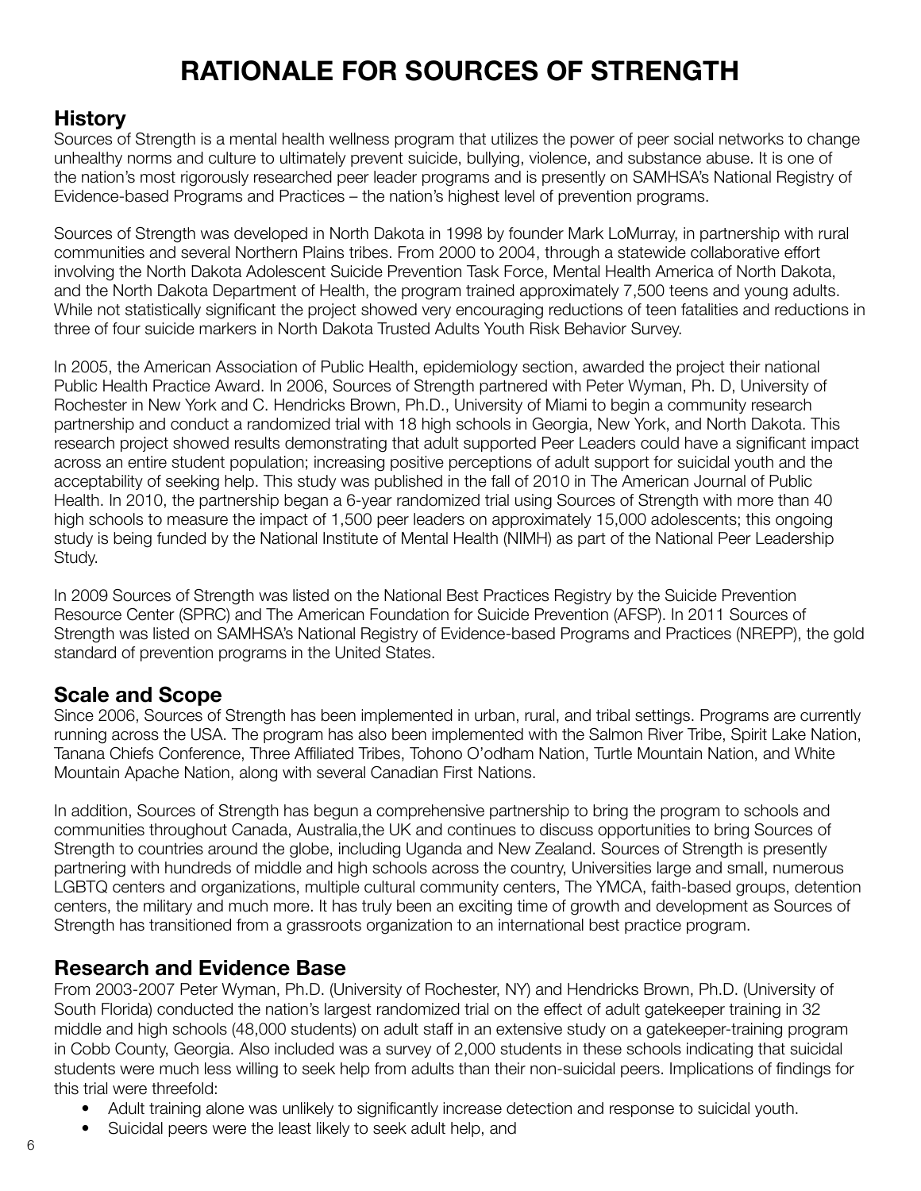# RATIONALE FOR SOURCES OF STRENGTH

## History

Sources of Strength is a mental health wellness program that utilizes the power of peer social networks to change unhealthy norms and culture to ultimately prevent suicide, bullying, violence, and substance abuse. It is one of the nation's most rigorously researched peer leader programs and is presently on SAMHSA's National Registry of Evidence-based Programs and Practices – the nation's highest level of prevention programs.

Sources of Strength was developed in North Dakota in 1998 by founder Mark LoMurray, in partnership with rural communities and several Northern Plains tribes. From 2000 to 2004, through a statewide collaborative effort involving the North Dakota Adolescent Suicide Prevention Task Force, Mental Health America of North Dakota, and the North Dakota Department of Health, the program trained approximately 7,500 teens and young adults. While not statistically significant the project showed very encouraging reductions of teen fatalities and reductions in three of four suicide markers in North Dakota Trusted Adults Youth Risk Behavior Survey.

In 2005, the American Association of Public Health, epidemiology section, awarded the project their national Public Health Practice Award. In 2006, Sources of Strength partnered with Peter Wyman, Ph. D, University of Rochester in New York and C. Hendricks Brown, Ph.D., University of Miami to begin a community research partnership and conduct a randomized trial with 18 high schools in Georgia, New York, and North Dakota. This research project showed results demonstrating that adult supported Peer Leaders could have a significant impact across an entire student population; increasing positive perceptions of adult support for suicidal youth and the acceptability of seeking help. This study was published in the fall of 2010 in The American Journal of Public Health. In 2010, the partnership began a 6-year randomized trial using Sources of Strength with more than 40 high schools to measure the impact of 1,500 peer leaders on approximately 15,000 adolescents; this ongoing study is being funded by the National Institute of Mental Health (NIMH) as part of the National Peer Leadership Study.

In 2009 Sources of Strength was listed on the National Best Practices Registry by the Suicide Prevention Resource Center (SPRC) and The American Foundation for Suicide Prevention (AFSP). In 2011 Sources of Strength was listed on SAMHSA's National Registry of Evidence-based Programs and Practices (NREPP), the gold standard of prevention programs in the United States.

## Scale and Scope

Since 2006, Sources of Strength has been implemented in urban, rural, and tribal settings. Programs are currently running across the USA. The program has also been implemented with the Salmon River Tribe, Spirit Lake Nation, Tanana Chiefs Conference, Three Affiliated Tribes, Tohono O'odham Nation, Turtle Mountain Nation, and White Mountain Apache Nation, along with several Canadian First Nations.

In addition, Sources of Strength has begun a comprehensive partnership to bring the program to schools and communities throughout Canada, Australia,the UK and continues to discuss opportunities to bring Sources of Strength to countries around the globe, including Uganda and New Zealand. Sources of Strength is presently partnering with hundreds of middle and high schools across the country, Universities large and small, numerous LGBTQ centers and organizations, multiple cultural community centers, The YMCA, faith-based groups, detention centers, the military and much more. It has truly been an exciting time of growth and development as Sources of Strength has transitioned from a grassroots organization to an international best practice program.

## Research and Evidence Base

From 2003-2007 Peter Wyman, Ph.D. (University of Rochester, NY) and Hendricks Brown, Ph.D. (University of South Florida) conducted the nation's largest randomized trial on the effect of adult gatekeeper training in 32 middle and high schools (48,000 students) on adult staff in an extensive study on a gatekeeper-training program in Cobb County, Georgia. Also included was a survey of 2,000 students in these schools indicating that suicidal students were much less willing to seek help from adults than their non-suicidal peers. Implications of findings for this trial were threefold:

- Adult training alone was unlikely to significantly increase detection and response to suicidal youth.
- Suicidal peers were the least likely to seek adult help, and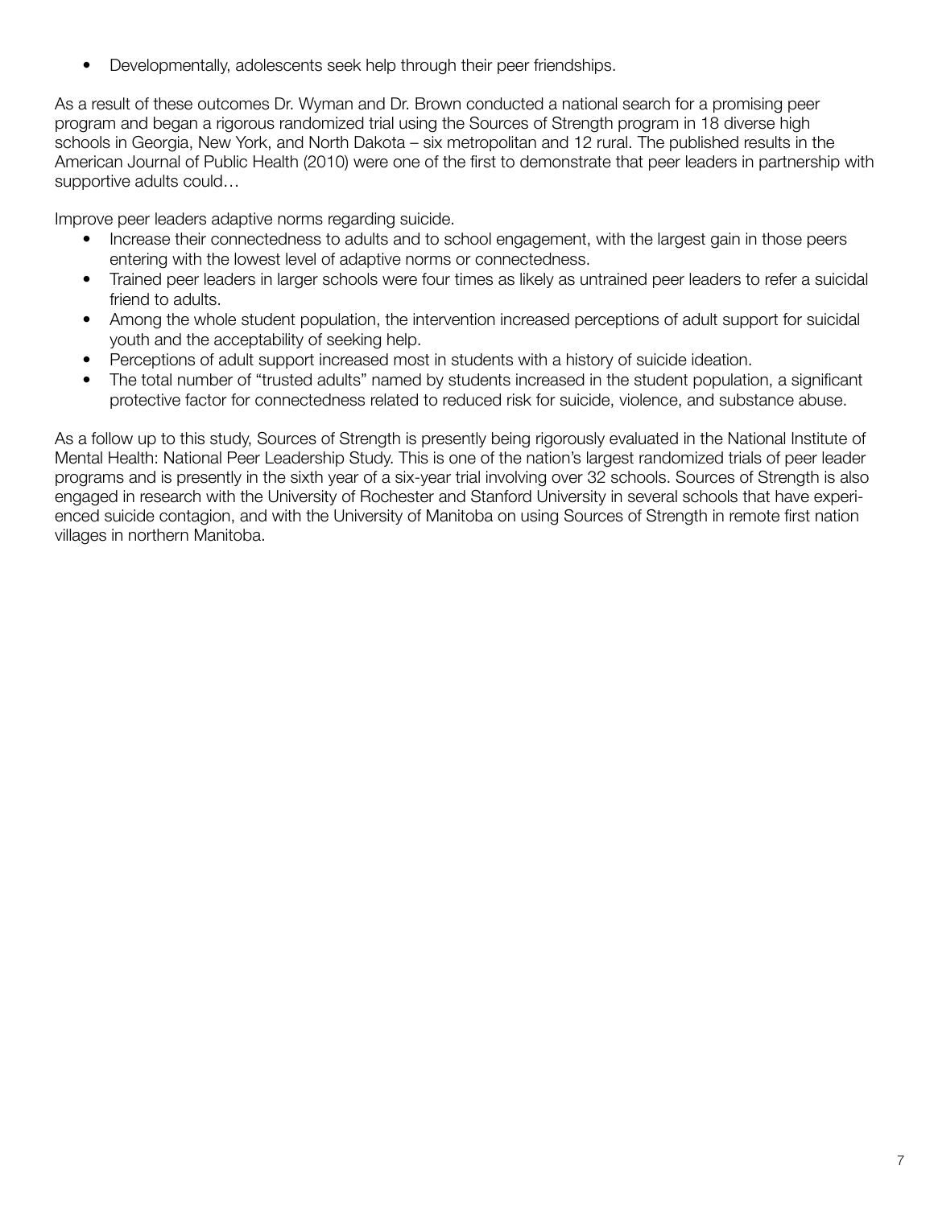- Developmentally, adolescents seek help through their peer friendships.

As a result of these outcomes Dr. Wyman and Dr. Brown conducted a national search for a promising peer program and began a rigorous randomized trial using the Sources of Strength program in 18 diverse high schools in Georgia, New York, and North Dakota – six metropolitan and 12 rural. The published results in the American Journal of Public Health (2010) were one of the first to demonstrate that peer leaders in partnership with supportive adults could…

Improve peer leaders adaptive norms regarding suicide.

- Increase their connectedness to adults and to school engagement, with the largest gain in those peers entering with the lowest level of adaptive norms or connectedness.
- Trained peer leaders in larger schools were four times as likely as untrained peer leaders to refer a suicidal friend to adults.
- Among the whole student population, the intervention increased perceptions of adult support for suicidal youth and the acceptability of seeking help.
- Perceptions of adult support increased most in students with a history of suicide ideation.
- The total number of "trusted adults" named by students increased in the student population, a significant protective factor for connectedness related to reduced risk for suicide, violence, and substance abuse.

As a follow up to this study, Sources of Strength is presently being rigorously evaluated in the National Institute of Mental Health: National Peer Leadership Study. This is one of the nation's largest randomized trials of peer leader programs and is presently in the sixth year of a six-year trial involving over 32 schools. Sources of Strength is also engaged in research with the University of Rochester and Stanford University in several schools that have experienced suicide contagion, and with the University of Manitoba on using Sources of Strength in remote first nation villages in northern Manitoba.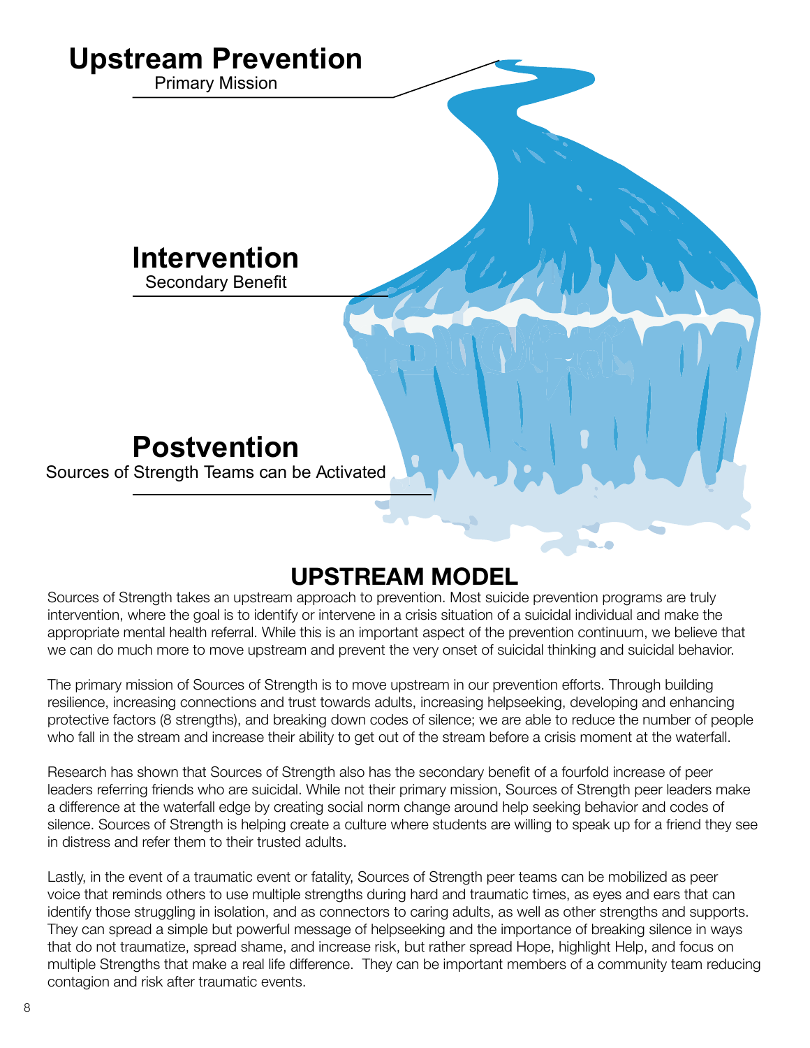**Upstream Prevention**
Primary Mission

**Intervention**
Secondary Benefit

**Postvention**
Sources of Strength Teams can be Activated

## UPSTREAM MODEL

Sources of Strength takes an upstream approach to prevention. Most suicide prevention programs are truly intervention, where the goal is to identify or intervene in a crisis situation of a suicidal individual and make the appropriate mental health referral. While this is an important aspect of the prevention continuum, we believe that we can do much more to move upstream and prevent the very onset of suicidal thinking and suicidal behavior.

The primary mission of Sources of Strength is to move upstream in our prevention efforts. Through building resilience, increasing connections and trust towards adults, increasing helpseeking, developing and enhancing protective factors (8 strengths), and breaking down codes of silence; we are able to reduce the number of people who fall in the stream and increase their ability to get out of the stream before a crisis moment at the waterfall.

Research has shown that Sources of Strength also has the secondary benefit of a fourfold increase of peer leaders referring friends who are suicidal. While not their primary mission, Sources of Strength peer leaders make a difference at the waterfall edge by creating social norm change around help seeking behavior and codes of silence. Sources of Strength is helping create a culture where students are willing to speak up for a friend they see in distress and refer them to their trusted adults.

Lastly, in the event of a traumatic event or fatality, Sources of Strength peer teams can be mobilized as peer voice that reminds others to use multiple strengths during hard and traumatic times, as eyes and ears that can identify those struggling in isolation, and as connectors to caring adults, as well as other strengths and supports. They can spread a simple but powerful message of helpseeking and the importance of breaking silence in ways that do not traumatize, spread shame, and increase risk, but rather spread Hope, highlight Help, and focus on multiple Strengths that make a real life difference. They can be important members of a community team reducing contagion and risk after traumatic events.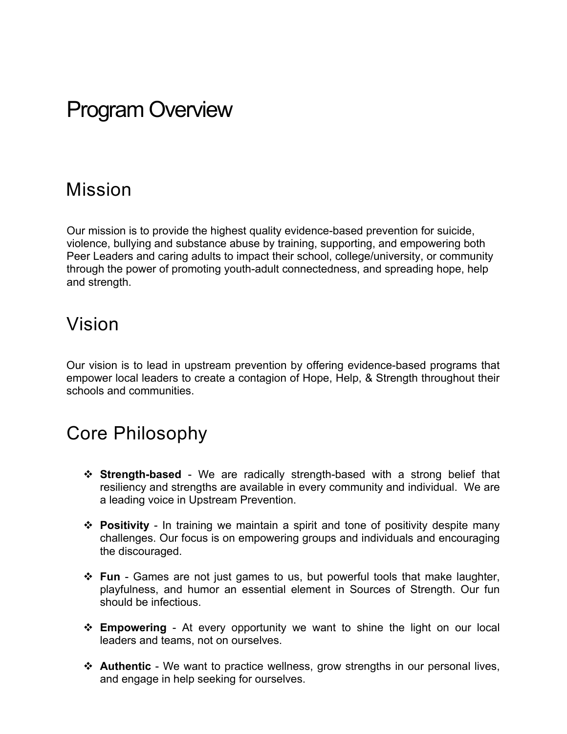# Program Overview

## Mission

Our mission is to provide the highest quality evidence-based prevention for suicide, violence, bullying and substance abuse by training, supporting, and empowering both Peer Leaders and caring adults to impact their school, college/university, or community through the power of promoting youth-adult connectedness, and spreading hope, help and strength.

## Vision

Our vision is to lead in upstream prevention by offering evidence-based programs that empower local leaders to create a contagion of Hope, Help, & Strength throughout their schools and communities.

## Core Philosophy

- **Strength-based** - We are radically strength-based with a strong belief that resiliency and strengths are available in every community and individual. We are a leading voice in Upstream Prevention.
- **Positivity** - In training we maintain a spirit and tone of positivity despite many challenges. Our focus is on empowering groups and individuals and encouraging the discouraged.
- **Fun** - Games are not just games to us, but powerful tools that make laughter, playfulness, and humor an essential element in Sources of Strength. Our fun should be infectious.
- **Empowering** - At every opportunity we want to shine the light on our local leaders and teams, not on ourselves.
- **Authentic** - We want to practice wellness, grow strengths in our personal lives, and engage in help seeking for ourselves.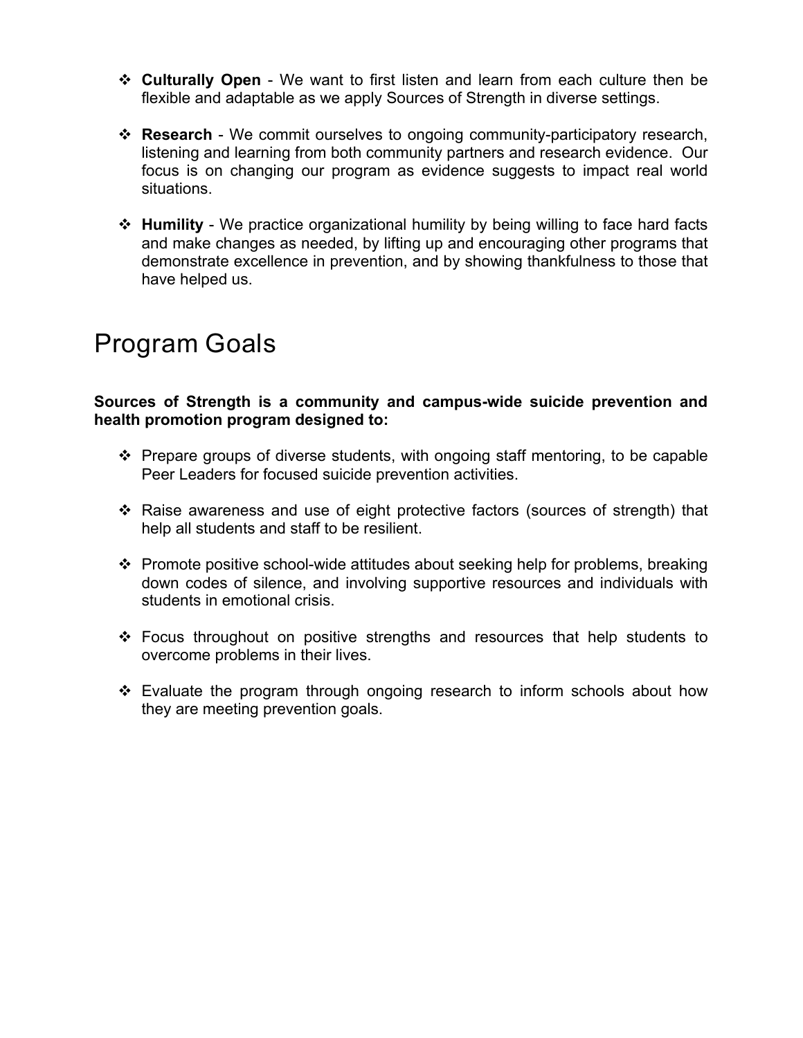- **Culturally Open** - We want to first listen and learn from each culture then be flexible and adaptable as we apply Sources of Strength in diverse settings.

- **Research** - We commit ourselves to ongoing community-participatory research, listening and learning from both community partners and research evidence. Our focus is on changing our program as evidence suggests to impact real world situations.

- **Humility** - We practice organizational humility by being willing to face hard facts and make changes as needed, by lifting up and encouraging other programs that demonstrate excellence in prevention, and by showing thankfulness to those that have helped us.

# Program Goals

**Sources of Strength is a community and campus-wide suicide prevention and health promotion program designed to:**

- Prepare groups of diverse students, with ongoing staff mentoring, to be capable Peer Leaders for focused suicide prevention activities.

- Raise awareness and use of eight protective factors (sources of strength) that help all students and staff to be resilient.

- Promote positive school-wide attitudes about seeking help for problems, breaking down codes of silence, and involving supportive resources and individuals with students in emotional crisis.

- Focus throughout on positive strengths and resources that help students to overcome problems in their lives.

- Evaluate the program through ongoing research to inform schools about how they are meeting prevention goals.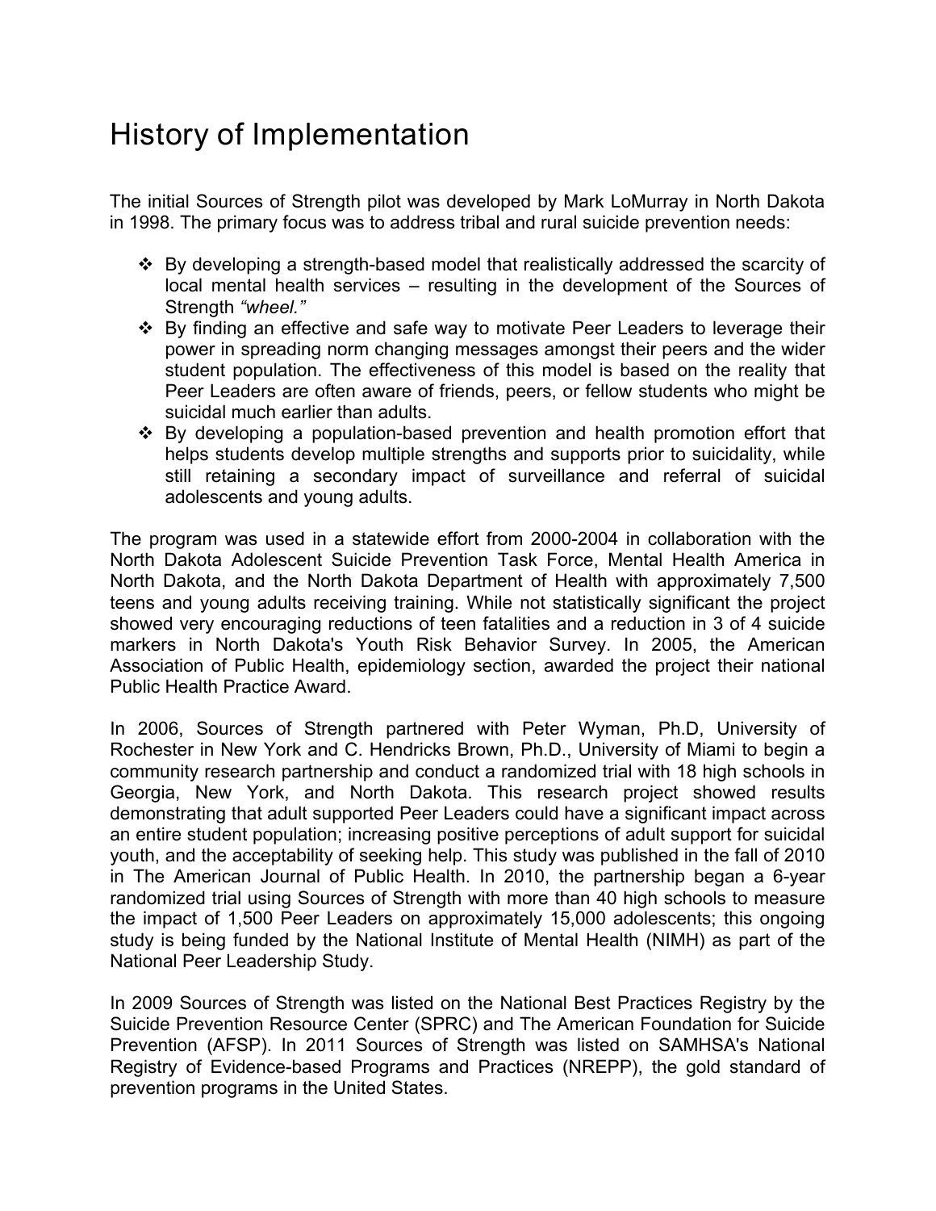# History of Implementation

The initial Sources of Strength pilot was developed by Mark LoMurray in North Dakota in 1998. The primary focus was to address tribal and rural suicide prevention needs:

- By developing a strength-based model that realistically addressed the scarcity of local mental health services – resulting in the development of the Sources of Strength *"wheel."*
- By finding an effective and safe way to motivate Peer Leaders to leverage their power in spreading norm changing messages amongst their peers and the wider student population. The effectiveness of this model is based on the reality that Peer Leaders are often aware of friends, peers, or fellow students who might be suicidal much earlier than adults.
- By developing a population-based prevention and health promotion effort that helps students develop multiple strengths and supports prior to suicidality, while still retaining a secondary impact of surveillance and referral of suicidal adolescents and young adults.

The program was used in a statewide effort from 2000-2004 in collaboration with the North Dakota Adolescent Suicide Prevention Task Force, Mental Health America in North Dakota, and the North Dakota Department of Health with approximately 7,500 teens and young adults receiving training. While not statistically significant the project showed very encouraging reductions of teen fatalities and a reduction in 3 of 4 suicide markers in North Dakota's Youth Risk Behavior Survey. In 2005, the American Association of Public Health, epidemiology section, awarded the project their national Public Health Practice Award.

In 2006, Sources of Strength partnered with Peter Wyman, Ph.D, University of Rochester in New York and C. Hendricks Brown, Ph.D., University of Miami to begin a community research partnership and conduct a randomized trial with 18 high schools in Georgia, New York, and North Dakota. This research project showed results demonstrating that adult supported Peer Leaders could have a significant impact across an entire student population; increasing positive perceptions of adult support for suicidal youth, and the acceptability of seeking help. This study was published in the fall of 2010 in The American Journal of Public Health. In 2010, the partnership began a 6-year randomized trial using Sources of Strength with more than 40 high schools to measure the impact of 1,500 Peer Leaders on approximately 15,000 adolescents; this ongoing study is being funded by the National Institute of Mental Health (NIMH) as part of the National Peer Leadership Study.

In 2009 Sources of Strength was listed on the National Best Practices Registry by the Suicide Prevention Resource Center (SPRC) and The American Foundation for Suicide Prevention (AFSP). In 2011 Sources of Strength was listed on SAMHSA's National Registry of Evidence-based Programs and Practices (NREPP), the gold standard of prevention programs in the United States.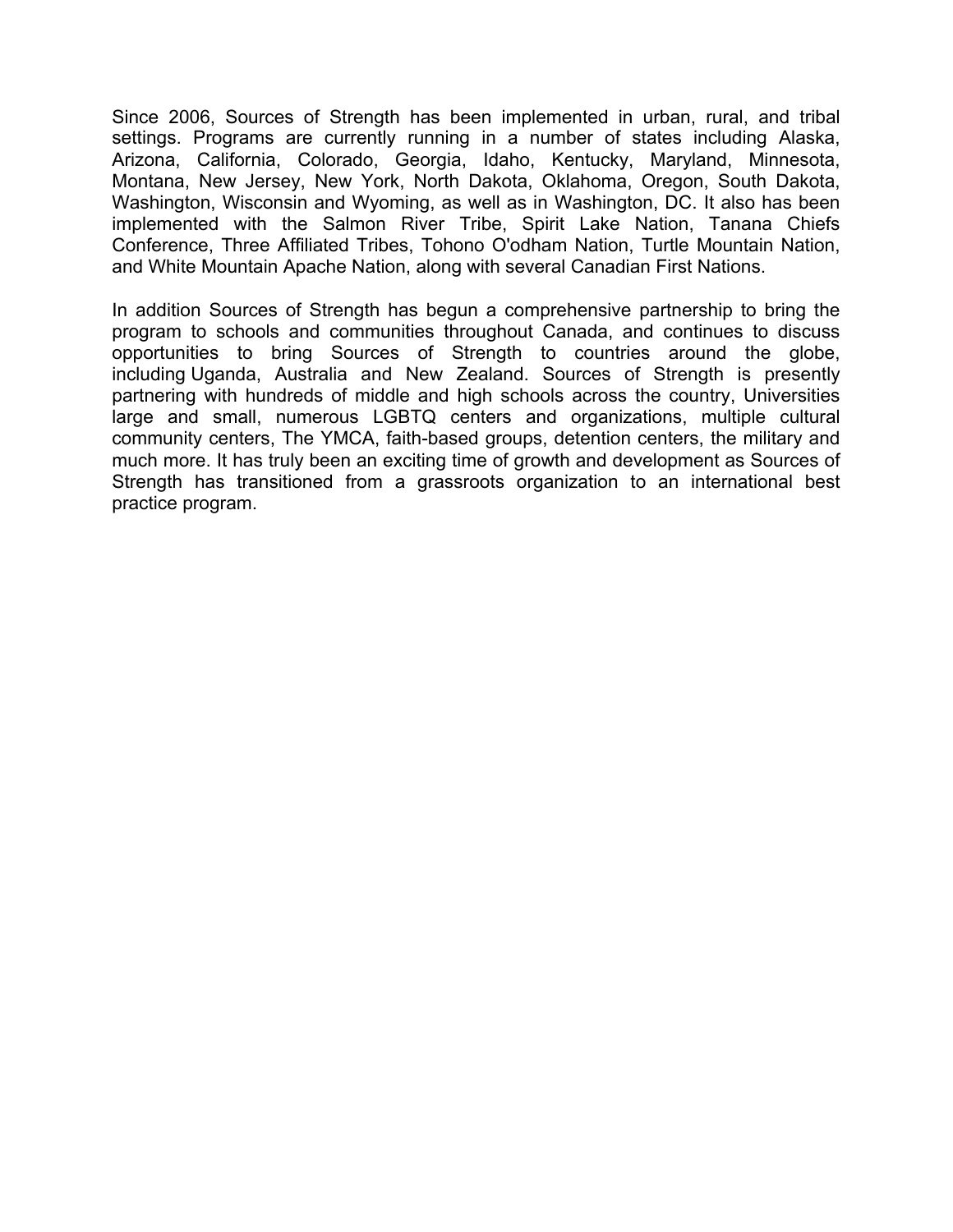Since 2006, Sources of Strength has been implemented in urban, rural, and tribal settings. Programs are currently running in a number of states including Alaska, Arizona, California, Colorado, Georgia, Idaho, Kentucky, Maryland, Minnesota, Montana, New Jersey, New York, North Dakota, Oklahoma, Oregon, South Dakota, Washington, Wisconsin and Wyoming, as well as in Washington, DC. It also has been implemented with the Salmon River Tribe, Spirit Lake Nation, Tanana Chiefs Conference, Three Affiliated Tribes, Tohono O'odham Nation, Turtle Mountain Nation, and White Mountain Apache Nation, along with several Canadian First Nations.

In addition Sources of Strength has begun a comprehensive partnership to bring the program to schools and communities throughout Canada, and continues to discuss opportunities to bring Sources of Strength to countries around the globe, including Uganda, Australia and New Zealand. Sources of Strength is presently partnering with hundreds of middle and high schools across the country, Universities large and small, numerous LGBTQ centers and organizations, multiple cultural community centers, The YMCA, faith-based groups, detention centers, the military and much more. It has truly been an exciting time of growth and development as Sources of Strength has transitioned from a grassroots organization to an international best practice program.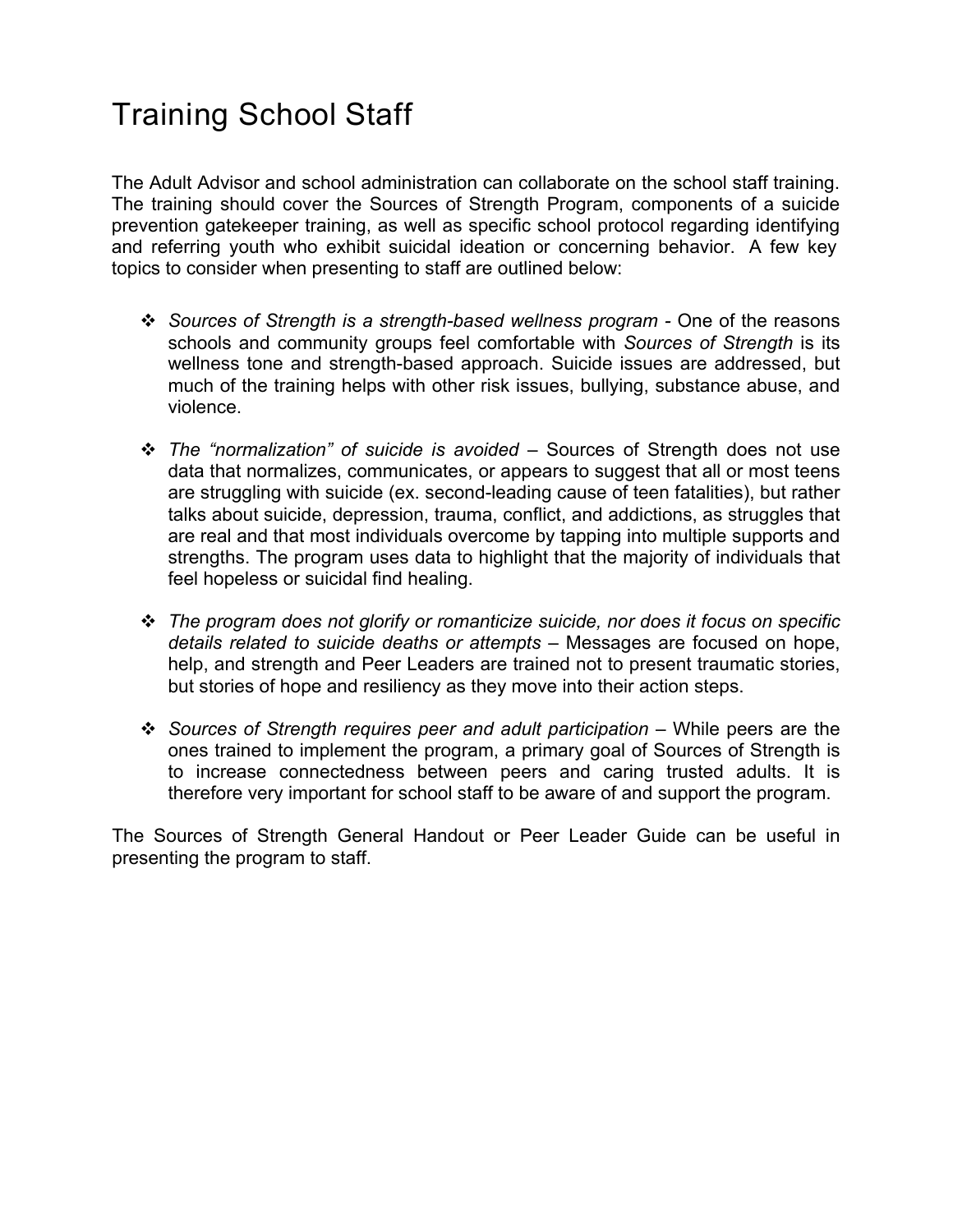# Training School Staff

The Adult Advisor and school administration can collaborate on the school staff training. The training should cover the Sources of Strength Program, components of a suicide prevention gatekeeper training, as well as specific school protocol regarding identifying and referring youth who exhibit suicidal ideation or concerning behavior. A few key topics to consider when presenting to staff are outlined below:

- *Sources of Strength is a strength-based wellness program* - One of the reasons schools and community groups feel comfortable with *Sources of Strength* is its wellness tone and strength-based approach. Suicide issues are addressed, but much of the training helps with other risk issues, bullying, substance abuse, and violence.

- *The "normalization" of suicide is avoided* – Sources of Strength does not use data that normalizes, communicates, or appears to suggest that all or most teens are struggling with suicide (ex. second-leading cause of teen fatalities), but rather talks about suicide, depression, trauma, conflict, and addictions, as struggles that are real and that most individuals overcome by tapping into multiple supports and strengths. The program uses data to highlight that the majority of individuals that feel hopeless or suicidal find healing.

- *The program does not glorify or romanticize suicide, nor does it focus on specific details related to suicide deaths or attempts* – Messages are focused on hope, help, and strength and Peer Leaders are trained not to present traumatic stories, but stories of hope and resiliency as they move into their action steps.

- *Sources of Strength requires peer and adult participation* – While peers are the ones trained to implement the program, a primary goal of Sources of Strength is to increase connectedness between peers and caring trusted adults. It is therefore very important for school staff to be aware of and support the program.

The Sources of Strength General Handout or Peer Leader Guide can be useful in presenting the program to staff.